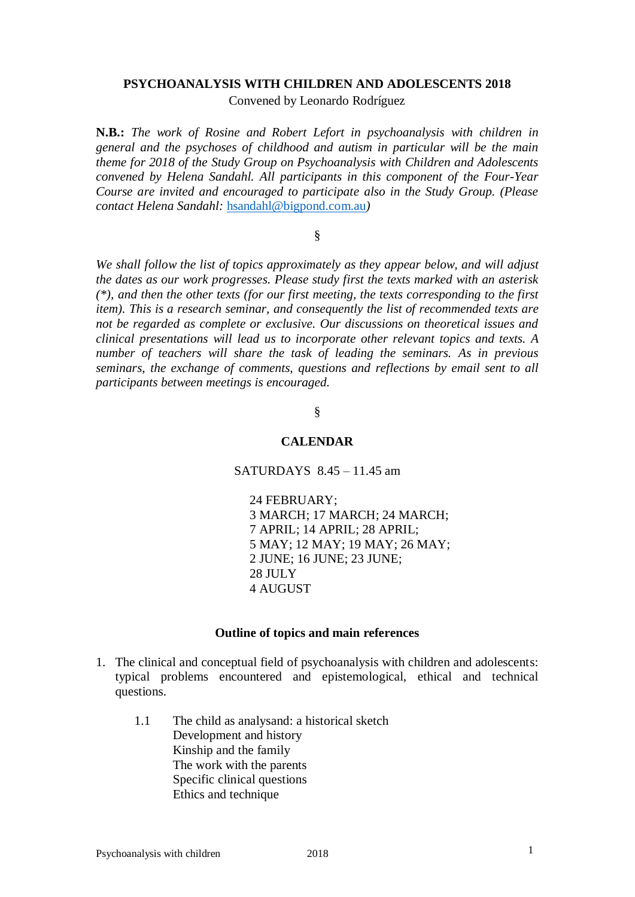**PSYCHOANALYSIS WITH CHILDREN AND ADOLESCENTS 2018**

Convened by Leonardo Rodríguez

**N.B.:** *The work of Rosine and Robert Lefort in psychoanalysis with children in general and the psychoses of childhood and autism in particular will be the main theme for 2018 of the Study Group on Psychoanalysis with Children and Adolescents convened by Helena Sandahl. All participants in this component of the Four-Year Course are invited and encouraged to participate also in the Study Group. (Please contact Helena Sandahl:* hsandahl@bigpond.com.au*)*

§

*We shall follow the list of topics approximately as they appear below, and will adjust the dates as our work progresses. Please study first the texts marked with an asterisk (*), and then the other texts (for our first meeting, the texts corresponding to the first item). This is a research seminar, and consequently the list of recommended texts are not be regarded as complete or exclusive. Our discussions on theoretical issues and clinical presentations will lead us to incorporate other relevant topics and texts. A number of teachers will share the task of leading the seminars. As in previous seminars, the exchange of comments, questions and reflections by email sent to all participants between meetings is encouraged.*

§

**CALENDAR**

SATURDAYS 8.45 – 11.45 am

24 FEBRUARY;
3 MARCH; 17 MARCH; 24 MARCH;
7 APRIL; 14 APRIL; 28 APRIL;
5 MAY; 12 MAY; 19 MAY; 26 MAY;
2 JUNE; 16 JUNE; 23 JUNE;
28 JULY
4 AUGUST

**Outline of topics and main references**

1. The clinical and conceptual field of psychoanalysis with children and adolescents: typical problems encountered and epistemological, ethical and technical questions.

   1.1 The child as analysand: a historical sketch
   Development and history
   Kinship and the family
   The work with the parents
   Specific clinical questions
   Ethics and technique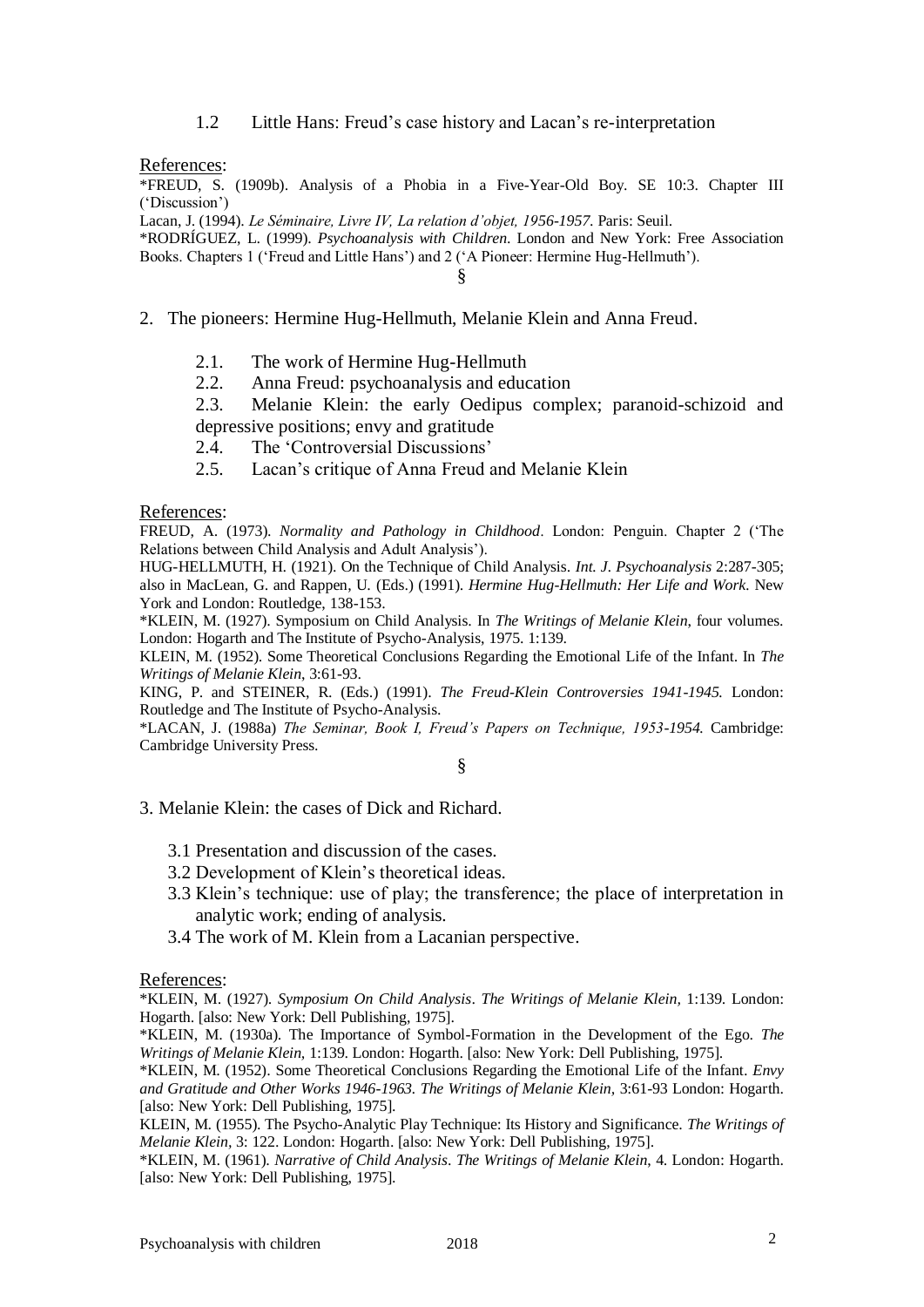### 1.2 Little Hans: Freud's case history and Lacan's re-interpretation

References:

*FREUD, S. (1909b). Analysis of a Phobia in a Five-Year-Old Boy. SE 10:3. Chapter III ('Discussion')

Lacan, J. (1994). *Le Séminaire, Livre IV, La relation d'objet, 1956-1957*. Paris: Seuil.

*RODRÍGUEZ, L. (1999). *Psychoanalysis with Children*. London and New York: Free Association Books. Chapters 1 ('Freud and Little Hans') and 2 ('A Pioneer: Hermine Hug-Hellmuth').

§

## 2. The pioneers: Hermine Hug-Hellmuth, Melanie Klein and Anna Freud.

2.1. The work of Hermine Hug-Hellmuth

2.2. Anna Freud: psychoanalysis and education

2.3. Melanie Klein: the early Oedipus complex; paranoid-schizoid and depressive positions; envy and gratitude

2.4. The 'Controversial Discussions'

2.5. Lacan's critique of Anna Freud and Melanie Klein

References:

FREUD, A. (1973). *Normality and Pathology in Childhood*. London: Penguin. Chapter 2 ('The Relations between Child Analysis and Adult Analysis').

HUG-HELLMUTH, H. (1921). On the Technique of Child Analysis. *Int. J. Psychoanalysis* 2:287-305; also in MacLean, G. and Rappen, U. (Eds.) (1991). *Hermine Hug-Hellmuth: Her Life and Work*. New York and London: Routledge, 138-153.

*KLEIN, M. (1927). Symposium on Child Analysis. In *The Writings of Melanie Klein*, four volumes. London: Hogarth and The Institute of Psycho-Analysis, 1975. 1:139.

KLEIN, M. (1952). Some Theoretical Conclusions Regarding the Emotional Life of the Infant. In *The Writings of Melanie Klein*, 3:61-93.

KING, P. and STEINER, R. (Eds.) (1991). *The Freud-Klein Controversies 1941-1945.* London: Routledge and The Institute of Psycho-Analysis.

*LACAN, J. (1988a) *The Seminar, Book I, Freud's Papers on Technique, 1953-1954.* Cambridge: Cambridge University Press.

§

## 3. Melanie Klein: the cases of Dick and Richard.

3.1 Presentation and discussion of the cases.

3.2 Development of Klein's theoretical ideas.

3.3 Klein's technique: use of play; the transference; the place of interpretation in analytic work; ending of analysis.

3.4 The work of M. Klein from a Lacanian perspective.

References:

*KLEIN, M. (1927). *Symposium On Child Analysis*. *The Writings of Melanie Klein,* 1:139. London: Hogarth. [also: New York: Dell Publishing, 1975].

*KLEIN, M. (1930a). The Importance of Symbol-Formation in the Development of the Ego. *The Writings of Melanie Klein*, 1:139. London: Hogarth. [also: New York: Dell Publishing, 1975].

*KLEIN, M. (1952). Some Theoretical Conclusions Regarding the Emotional Life of the Infant. *Envy and Gratitude and Other Works 1946-1963. The Writings of Melanie Klein*, 3:61-93 London: Hogarth. [also: New York: Dell Publishing, 1975].

KLEIN, M. (1955). The Psycho-Analytic Play Technique: Its History and Significance. *The Writings of Melanie Klein,* 3: 122. London: Hogarth. [also: New York: Dell Publishing, 1975].

*KLEIN, M. (1961). *Narrative of Child Analysis*. *The Writings of Melanie Klein*, 4. London: Hogarth. [also: New York: Dell Publishing, 1975].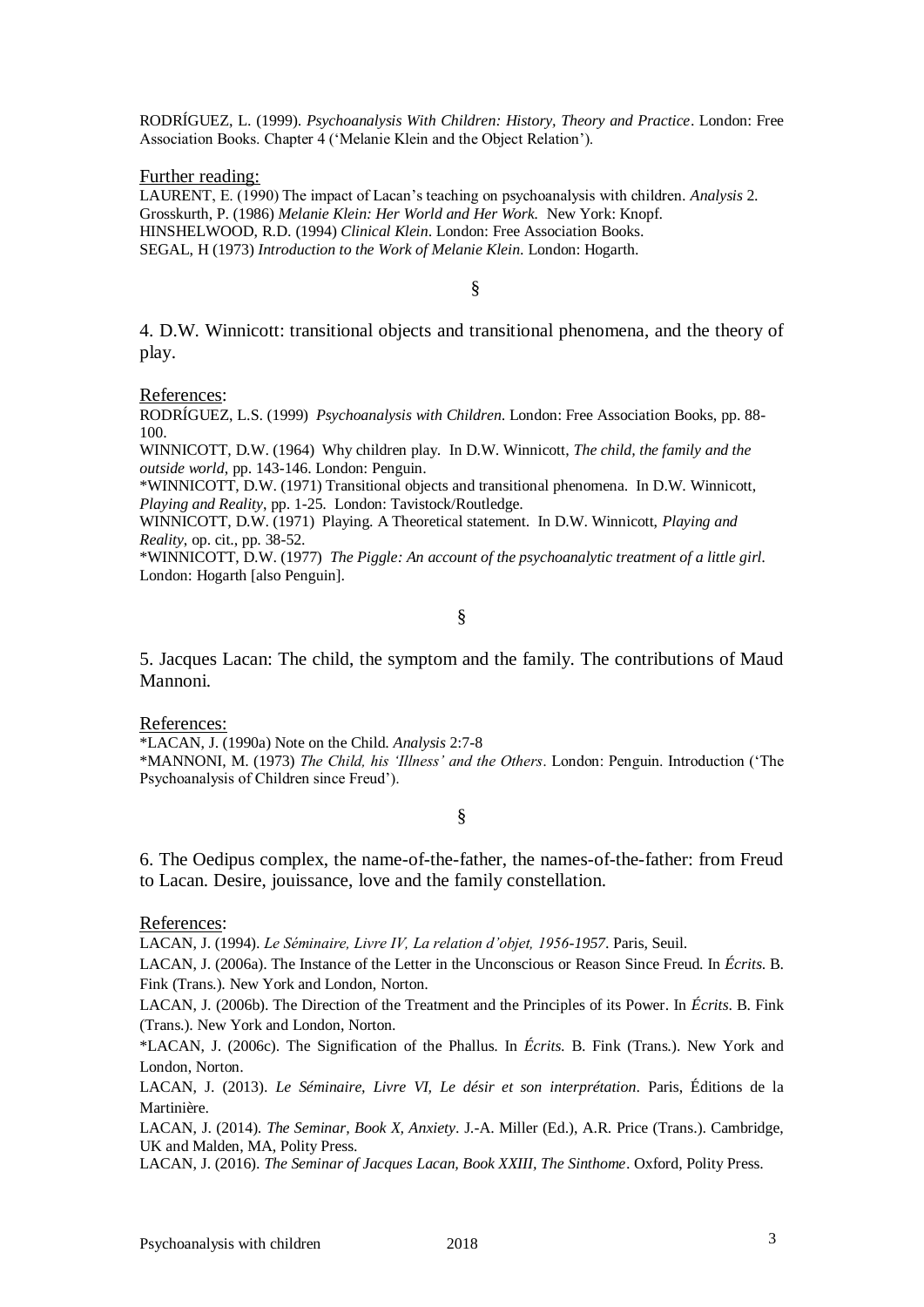RODRÍGUEZ, L. (1999). *Psychoanalysis With Children: History, Theory and Practice*. London: Free Association Books. Chapter 4 ('Melanie Klein and the Object Relation').

Further reading:

LAURENT, E. (1990) The impact of Lacan's teaching on psychoanalysis with children. *Analysis* 2.
Grosskurth, P. (1986) *Melanie Klein: Her World and Her Work.* New York: Knopf.
HINSHELWOOD, R.D. (1994) *Clinical Klein*. London: Free Association Books.
SEGAL, H (1973) *Introduction to the Work of Melanie Klein*. London: Hogarth.

§

## 4. D.W. Winnicott: transitional objects and transitional phenomena, and the theory of play.

References:

RODRÍGUEZ, L.S. (1999) *Psychoanalysis with Children*. London: Free Association Books, pp. 88-100.

WINNICOTT, D.W. (1964) Why children play. In D.W. Winnicott, *The child, the family and the outside world*, pp. 143-146. London: Penguin.

*WINNICOTT, D.W. (1971) Transitional objects and transitional phenomena. In D.W. Winnicott, *Playing and Reality*, pp. 1-25. London: Tavistock/Routledge.

WINNICOTT, D.W. (1971) Playing. A Theoretical statement. In D.W. Winnicott, *Playing and Reality*, op. cit., pp. 38-52.

*WINNICOTT, D.W. (1977) *The Piggle: An account of the psychoanalytic treatment of a little girl*. London: Hogarth [also Penguin].

§

## 5. Jacques Lacan: The child, the symptom and the family. The contributions of Maud Mannoni.

References:

*LACAN, J. (1990a) Note on the Child. *Analysis* 2:7-8

*MANNONI, M. (1973) *The Child, his 'Illness' and the Others*. London: Penguin. Introduction ('The Psychoanalysis of Children since Freud').

§

## 6. The Oedipus complex, the name-of-the-father, the names-of-the-father: from Freud to Lacan. Desire, jouissance, love and the family constellation.

References:

LACAN, J. (1994). *Le Séminaire, Livre IV, La relation d'objet, 1956-1957*. Paris, Seuil.

LACAN, J. (2006a). The Instance of the Letter in the Unconscious or Reason Since Freud. In *Écrits*. B. Fink (Trans.). New York and London, Norton.

LACAN, J. (2006b). The Direction of the Treatment and the Principles of its Power. In *Écrits*. B. Fink (Trans.). New York and London, Norton.

*LACAN, J. (2006c). The Signification of the Phallus. In *Écrits*. B. Fink (Trans.). New York and London, Norton.

LACAN, J. (2013). *Le Séminaire, Livre VI, Le désir et son interprétation*. Paris, Éditions de la Martinière.

LACAN, J. (2014). *The Seminar, Book X, Anxiety*. J.-A. Miller (Ed.), A.R. Price (Trans.). Cambridge, UK and Malden, MA, Polity Press.

LACAN, J. (2016). *The Seminar of Jacques Lacan, Book XXIII, The Sinthome*. Oxford, Polity Press.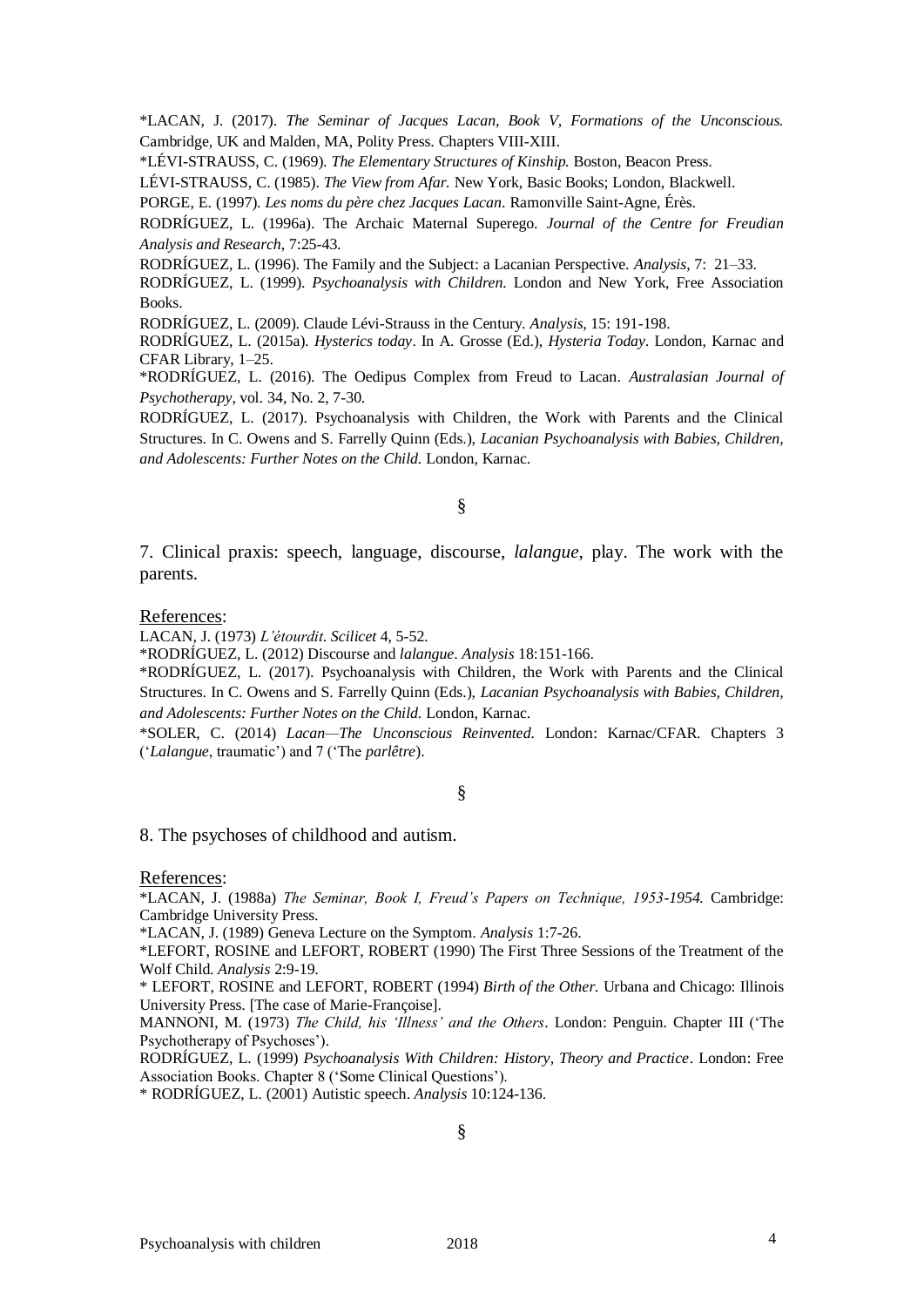*LACAN, J. (2017). *The Seminar of Jacques Lacan, Book V, Formations of the Unconscious.* Cambridge, UK and Malden, MA, Polity Press. Chapters VIII-XIII.

*LÉVI-STRAUSS, C. (1969). *The Elementary Structures of Kinship.* Boston, Beacon Press.

LÉVI-STRAUSS, C. (1985). *The View from Afar.* New York, Basic Books; London, Blackwell.

PORGE, E. (1997). *Les noms du père chez Jacques Lacan*. Ramonville Saint-Agne, Érès.

RODRÍGUEZ, L. (1996a). The Archaic Maternal Superego. *Journal of the Centre for Freudian Analysis and Research*, 7:25-43.

RODRÍGUEZ, L. (1996). The Family and the Subject: a Lacanian Perspective. *Analysis*, 7: 21–33.

RODRÍGUEZ, L. (1999). *Psychoanalysis with Children.* London and New York, Free Association Books.

RODRÍGUEZ, L. (2009). Claude Lévi-Strauss in the Century. *Analysis*, 15: 191-198.

RODRÍGUEZ, L. (2015a). *Hysterics today*. In A. Grosse (Ed.), *Hysteria Today*. London, Karnac and CFAR Library, 1–25.

*RODRÍGUEZ, L. (2016). The Oedipus Complex from Freud to Lacan. *Australasian Journal of Psychotherapy*, vol. 34, No. 2, 7-30.

RODRÍGUEZ, L. (2017). Psychoanalysis with Children, the Work with Parents and the Clinical Structures. In C. Owens and S. Farrelly Quinn (Eds.), *Lacanian Psychoanalysis with Babies, Children, and Adolescents: Further Notes on the Child.* London, Karnac.

§

## 7. Clinical praxis: speech, language, discourse, *lalangue*, play. The work with the parents.

References:

LACAN, J. (1973) *L'étourdit*. *Scilicet* 4, 5-52.

*RODRÍGUEZ, L. (2012) Discourse and *lalangue*. *Analysis* 18:151-166.

*RODRÍGUEZ, L. (2017). Psychoanalysis with Children, the Work with Parents and the Clinical Structures. In C. Owens and S. Farrelly Quinn (Eds.), *Lacanian Psychoanalysis with Babies, Children, and Adolescents: Further Notes on the Child.* London, Karnac.

*SOLER, C. (2014) *Lacan—The Unconscious Reinvented.* London: Karnac/CFAR. Chapters 3 ('*Lalangue*, traumatic') and 7 ('The *parlêtre*).

§

## 8. The psychoses of childhood and autism.

References:

*LACAN, J. (1988a) *The Seminar, Book I, Freud's Papers on Technique, 1953-1954.* Cambridge: Cambridge University Press.

*LACAN, J. (1989) Geneva Lecture on the Symptom. *Analysis* 1:7-26.

*LEFORT, ROSINE and LEFORT, ROBERT (1990) The First Three Sessions of the Treatment of the Wolf Child. *Analysis* 2:9-19.

* LEFORT, ROSINE and LEFORT, ROBERT (1994) *Birth of the Other.* Urbana and Chicago: Illinois University Press. [The case of Marie-Françoise].

MANNONI, M. (1973) *The Child, his 'Illness' and the Others*. London: Penguin. Chapter III ('The Psychotherapy of Psychoses').

RODRÍGUEZ, L. (1999) *Psychoanalysis With Children: History, Theory and Practice*. London: Free Association Books. Chapter 8 ('Some Clinical Questions').

* RODRÍGUEZ, L. (2001) Autistic speech. *Analysis* 10:124-136.

§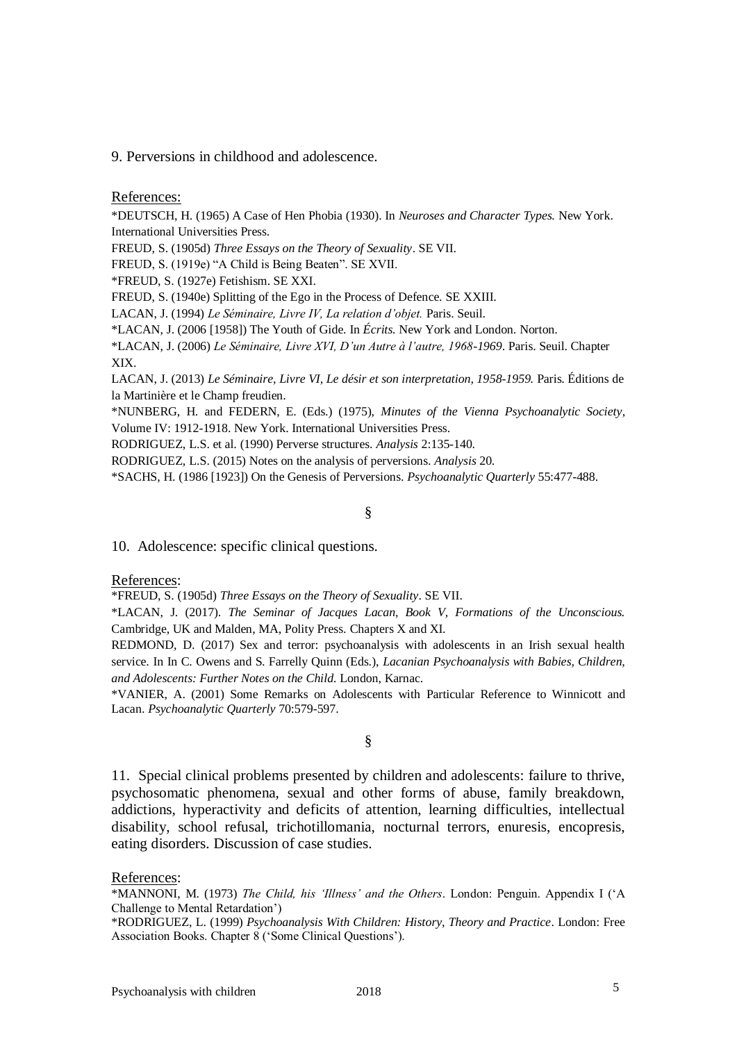9. Perversions in childhood and adolescence.

References:

*DEUTSCH, H. (1965) A Case of Hen Phobia (1930). In *Neuroses and Character Types.* New York. International Universities Press.

FREUD, S. (1905d) *Three Essays on the Theory of Sexuality*. SE VII.

FREUD, S. (1919e) "A Child is Being Beaten". SE XVII.

*FREUD, S. (1927e) Fetishism. SE XXI.

FREUD, S. (1940e) Splitting of the Ego in the Process of Defence. SE XXIII.

LACAN, J. (1994) *Le Séminaire, Livre IV, La relation d'objet.* Paris. Seuil.

*LACAN, J. (2006 [1958]) The Youth of Gide. In *Écrits.* New York and London. Norton.

*LACAN, J. (2006) *Le Séminaire, Livre XVI, D'un Autre à l'autre, 1968-1969*. Paris. Seuil. Chapter XIX.

LACAN, J. (2013) *Le Séminaire, Livre VI, Le désir et son interpretation, 1958-1959.* Paris. Éditions de la Martinière et le Champ freudien.

*NUNBERG, H. and FEDERN, E. (Eds.) (1975), *Minutes of the Vienna Psychoanalytic Society*, Volume IV: 1912-1918. New York. International Universities Press.

RODRIGUEZ, L.S. et al. (1990) Perverse structures. *Analysis* 2:135-140.

RODRIGUEZ, L.S. (2015) Notes on the analysis of perversions. *Analysis* 20.

*SACHS, H. (1986 [1923]) On the Genesis of Perversions. *Psychoanalytic Quarterly* 55:477-488.

§

10. Adolescence: specific clinical questions.

References:

*FREUD, S. (1905d) *Three Essays on the Theory of Sexuality*. SE VII.

*LACAN, J. (2017). *The Seminar of Jacques Lacan, Book V, Formations of the Unconscious.* Cambridge, UK and Malden, MA, Polity Press. Chapters X and XI.

REDMOND, D. (2017) Sex and terror: psychoanalysis with adolescents in an Irish sexual health service. In In C. Owens and S. Farrelly Quinn (Eds.), *Lacanian Psychoanalysis with Babies, Children, and Adolescents: Further Notes on the Child.* London, Karnac.

*VANIER, A. (2001) Some Remarks on Adolescents with Particular Reference to Winnicott and Lacan. *Psychoanalytic Quarterly* 70:579-597.

§

11. Special clinical problems presented by children and adolescents: failure to thrive, psychosomatic phenomena, sexual and other forms of abuse, family breakdown, addictions, hyperactivity and deficits of attention, learning difficulties, intellectual disability, school refusal, trichotillomania, nocturnal terrors, enuresis, encopresis, eating disorders. Discussion of case studies.

References:

*MANNONI, M. (1973) *The Child, his 'Illness' and the Others*. London: Penguin. Appendix I ('A Challenge to Mental Retardation')

*RODRIGUEZ, L. (1999) *Psychoanalysis With Children: History, Theory and Practice*. London: Free Association Books. Chapter 8 ('Some Clinical Questions').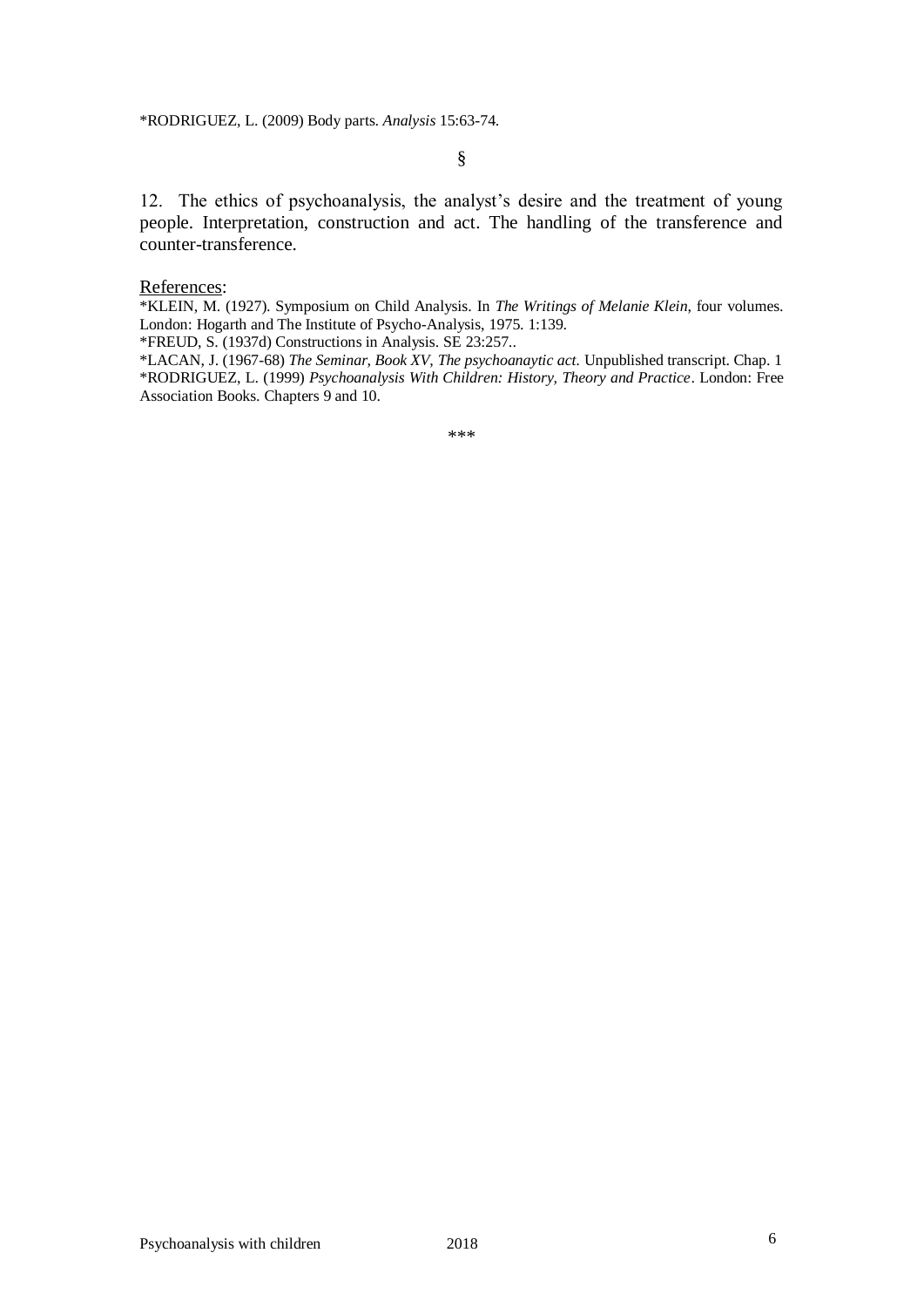*RODRIGUEZ, L. (2009) Body parts. *Analysis* 15:63-74.

§

12. The ethics of psychoanalysis, the analyst's desire and the treatment of young people. Interpretation, construction and act. The handling of the transference and counter-transference.

References:

*KLEIN, M. (1927). Symposium on Child Analysis. In *The Writings of Melanie Klein*, four volumes. London: Hogarth and The Institute of Psycho-Analysis, 1975. 1:139.

*FREUD, S. (1937d) Constructions in Analysis. SE 23:257..

*LACAN, J. (1967-68) *The Seminar, Book XV, The psychoanaytic act.* Unpublished transcript. Chap. 1

*RODRIGUEZ, L. (1999) *Psychoanalysis With Children: History, Theory and Practice*. London: Free Association Books. Chapters 9 and 10.

***